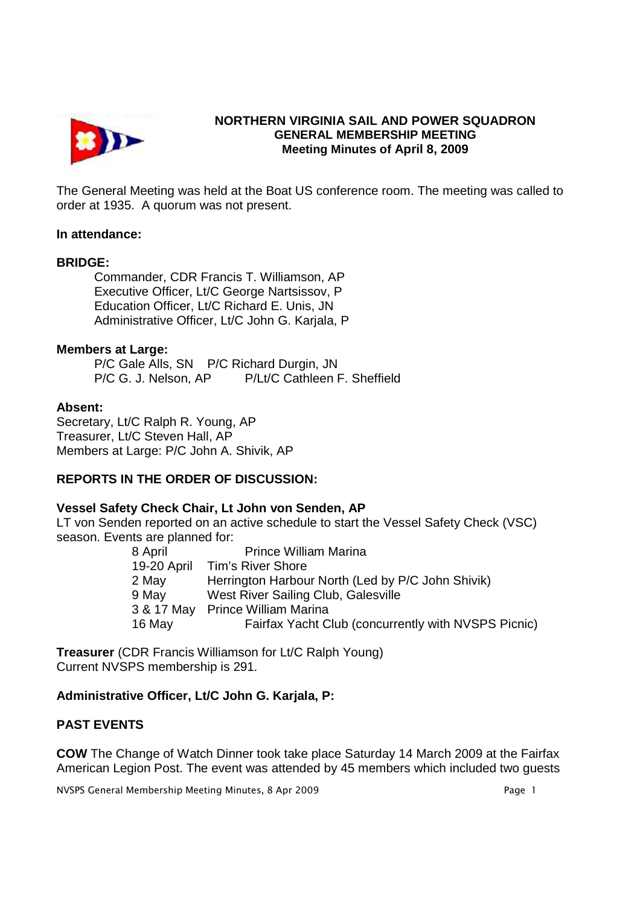**NORTHERN VIRGINIA SAIL AND POWER SQUADRON**
**GENERAL MEMBERSHIP MEETING**
**Meeting Minutes of April 8, 2009**

The General Meeting was held at the Boat US conference room. The meeting was called to order at 1935. A quorum was not present.

**In attendance:**

**BRIDGE:**

Commander, CDR Francis T. Williamson, AP
Executive Officer, Lt/C George Nartsissov, P
Education Officer, Lt/C Richard E. Unis, JN
Administrative Officer, Lt/C John G. Karjala, P

**Members at Large:**

P/C Gale Alls, SN    P/C Richard Durgin, JN
P/C G. J. Nelson, AP    P/Lt/C Cathleen F. Sheffield

**Absent:**

Secretary, Lt/C Ralph R. Young, AP
Treasurer, Lt/C Steven Hall, AP
Members at Large: P/C John A. Shivik, AP

**REPORTS IN THE ORDER OF DISCUSSION:**

**Vessel Safety Check Chair, Lt John von Senden, AP**

LT von Senden reported on an active schedule to start the Vessel Safety Check (VSC) season. Events are planned for:

| | |
|---|---|
| 8 April | Prince William Marina |
| 19-20 April | Tim's River Shore |
| 2 May | Herrington Harbour North (Led by P/C John Shivik) |
| 9 May | West River Sailing Club, Galesville |
| 3 & 17 May | Prince William Marina |
| 16 May | Fairfax Yacht Club (concurrently with NVSPS Picnic) |

**Treasurer** (CDR Francis Williamson for Lt/C Ralph Young)
Current NVSPS membership is 291.

**Administrative Officer, Lt/C John G. Karjala, P:**

**PAST EVENTS**

**COW** The Change of Watch Dinner took take place Saturday 14 March 2009 at the Fairfax American Legion Post. The event was attended by 45 members which included two guests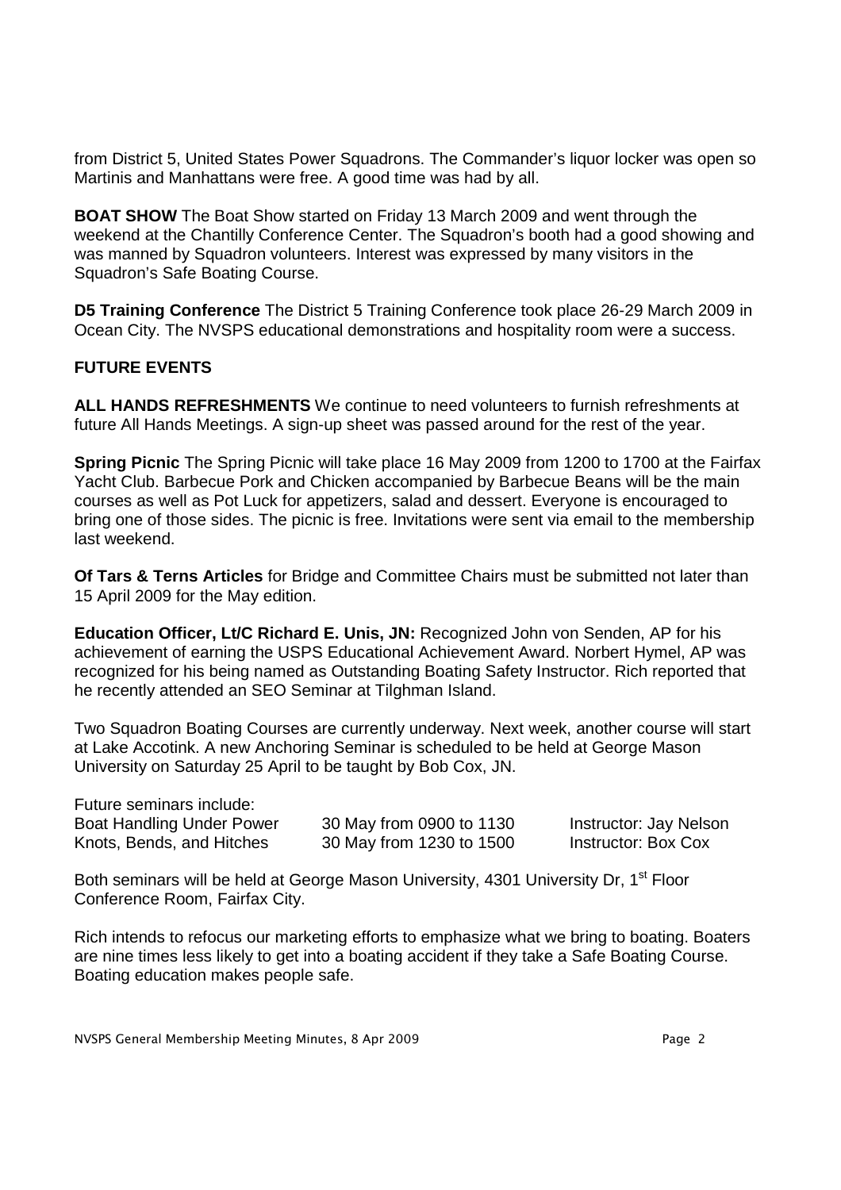from District 5, United States Power Squadrons. The Commander's liquor locker was open so Martinis and Manhattans were free. A good time was had by all.

**BOAT SHOW** The Boat Show started on Friday 13 March 2009 and went through the weekend at the Chantilly Conference Center. The Squadron's booth had a good showing and was manned by Squadron volunteers. Interest was expressed by many visitors in the Squadron's Safe Boating Course.

**D5 Training Conference** The District 5 Training Conference took place 26-29 March 2009 in Ocean City. The NVSPS educational demonstrations and hospitality room were a success.

**FUTURE EVENTS**

**ALL HANDS REFRESHMENTS** We continue to need volunteers to furnish refreshments at future All Hands Meetings. A sign-up sheet was passed around for the rest of the year.

**Spring Picnic** The Spring Picnic will take place 16 May 2009 from 1200 to 1700 at the Fairfax Yacht Club. Barbecue Pork and Chicken accompanied by Barbecue Beans will be the main courses as well as Pot Luck for appetizers, salad and dessert. Everyone is encouraged to bring one of those sides. The picnic is free. Invitations were sent via email to the membership last weekend.

**Of Tars & Terns Articles** for Bridge and Committee Chairs must be submitted not later than 15 April 2009 for the May edition.

**Education Officer, Lt/C Richard E. Unis, JN:** Recognized John von Senden, AP for his achievement of earning the USPS Educational Achievement Award. Norbert Hymel, AP was recognized for his being named as Outstanding Boating Safety Instructor. Rich reported that he recently attended an SEO Seminar at Tilghman Island.

Two Squadron Boating Courses are currently underway. Next week, another course will start at Lake Accotink. A new Anchoring Seminar is scheduled to be held at George Mason University on Saturday 25 April to be taught by Bob Cox, JN.

Future seminars include:

| | | |
|---|---|---|
| Boat Handling Under Power | 30 May from 0900 to 1130 | Instructor: Jay Nelson |
| Knots, Bends, and Hitches | 30 May from 1230 to 1500 | Instructor: Box Cox |

Both seminars will be held at George Mason University, 4301 University Dr, 1st Floor Conference Room, Fairfax City.

Rich intends to refocus our marketing efforts to emphasize what we bring to boating. Boaters are nine times less likely to get into a boating accident if they take a Safe Boating Course. Boating education makes people safe.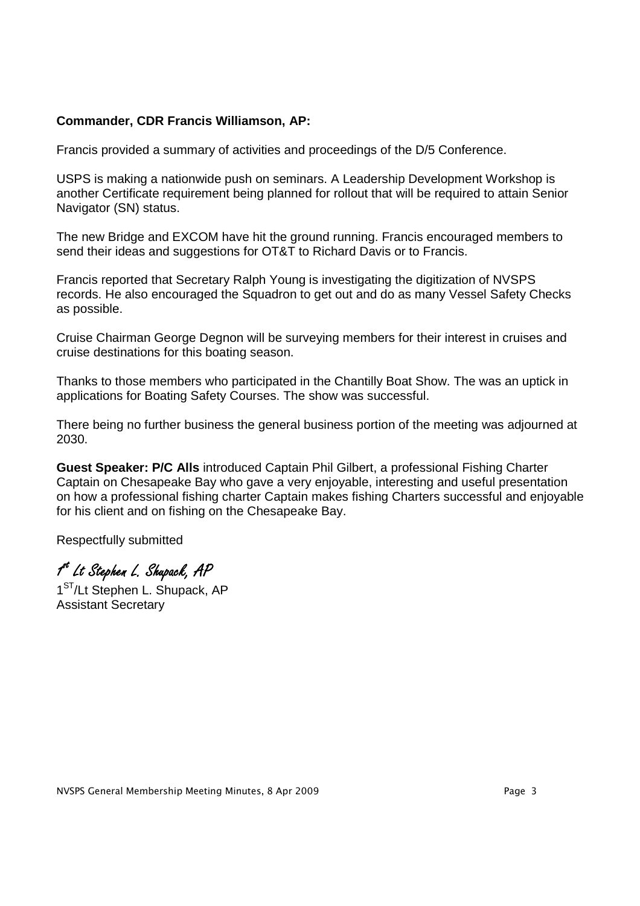**Commander, CDR Francis Williamson, AP:**

Francis provided a summary of activities and proceedings of the D/5 Conference.

USPS is making a nationwide push on seminars. A Leadership Development Workshop is another Certificate requirement being planned for rollout that will be required to attain Senior Navigator (SN) status.

The new Bridge and EXCOM have hit the ground running. Francis encouraged members to send their ideas and suggestions for OT&T to Richard Davis or to Francis.

Francis reported that Secretary Ralph Young is investigating the digitization of NVSPS records. He also encouraged the Squadron to get out and do as many Vessel Safety Checks as possible.

Cruise Chairman George Degnon will be surveying members for their interest in cruises and cruise destinations for this boating season.

Thanks to those members who participated in the Chantilly Boat Show. The was an uptick in applications for Boating Safety Courses. The show was successful.

There being no further business the general business portion of the meeting was adjourned at 2030.

**Guest Speaker: P/C Alls** introduced Captain Phil Gilbert, a professional Fishing Charter Captain on Chesapeake Bay who gave a very enjoyable, interesting and useful presentation on how a professional fishing charter Captain makes fishing Charters successful and enjoyable for his client and on fishing on the Chesapeake Bay.

Respectfully submitted

*1st Lt Stephen L. Shupack, AP*

1ST/Lt Stephen L. Shupack, AP
Assistant Secretary